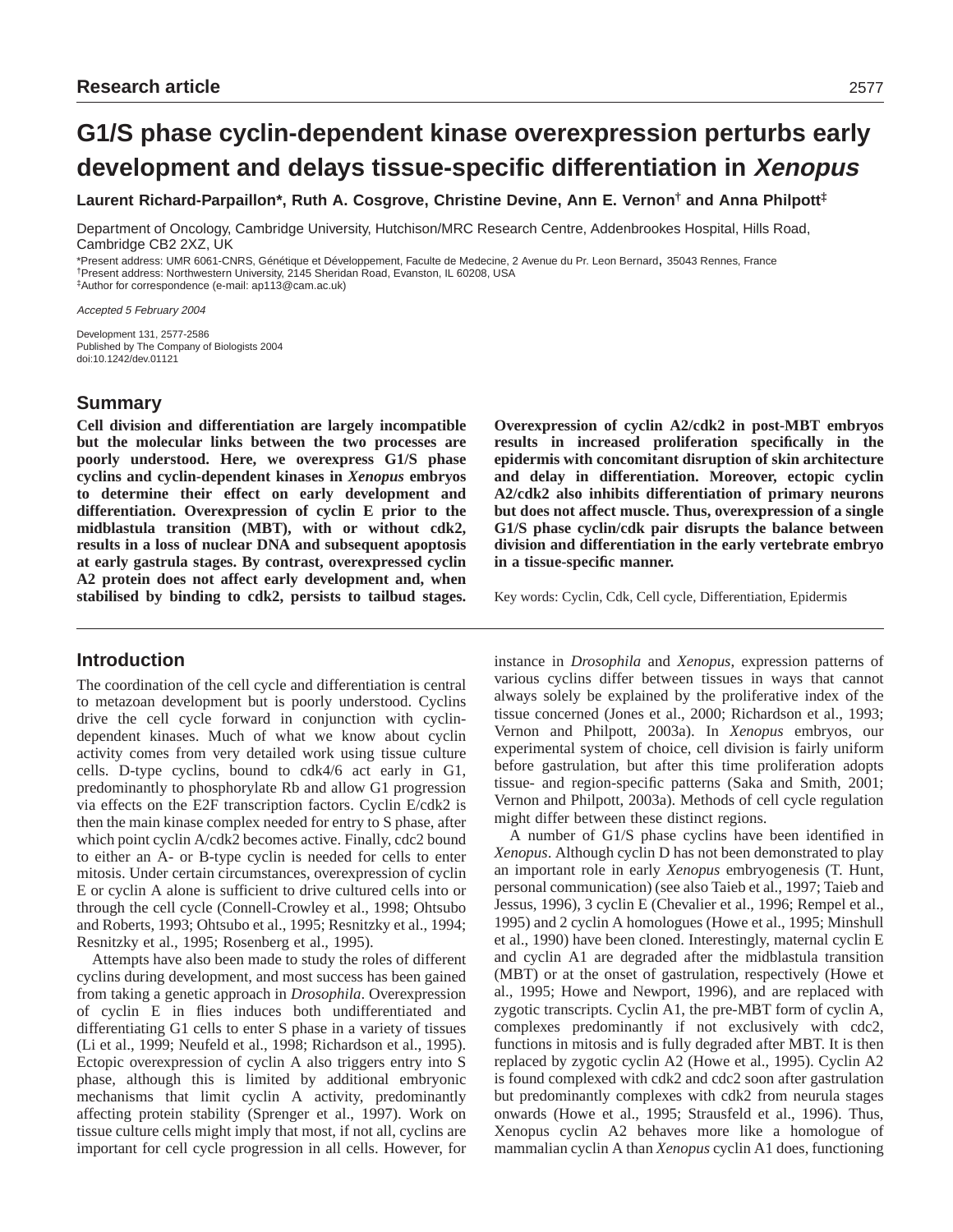Research article

# G1/S phase cyclin-dependent kinase overexpression perturbs early development and delays tissue-specific differentiation in *Xenopus*

**Laurent Richard-Parpaillon*, Ruth A. Cosgrove, Christine Devine, Ann E. Vernon† and Anna Philpott‡**

Department of Oncology, Cambridge University, Hutchison/MRC Research Centre, Addenbrookes Hospital, Hills Road, Cambridge CB2 2XZ, UK

*Present address: UMR 6061-CNRS, Génétique et Développement, Faculte de Medecine, 2 Avenue du Pr. Leon Bernard, 35043 Rennes, France
†Present address: Northwestern University, 2145 Sheridan Road, Evanston, IL 60208, USA
‡Author for correspondence (e-mail: ap113@cam.ac.uk)

*Accepted 5 February 2004*

Development 131, 2577-2586
Published by The Company of Biologists 2004
doi:10.1242/dev.01121

## Summary

**Cell division and differentiation are largely incompatible but the molecular links between the two processes are poorly understood. Here, we overexpress G1/S phase cyclins and cyclin-dependent kinases in *Xenopus* embryos to determine their effect on early development and differentiation. Overexpression of cyclin E prior to the midblastula transition (MBT), with or without cdk2, results in a loss of nuclear DNA and subsequent apoptosis at early gastrula stages. By contrast, overexpressed cyclin A2 protein does not affect early development and, when stabilised by binding to cdk2, persists to tailbud stages. Overexpression of cyclin A2/cdk2 in post-MBT embryos results in increased proliferation specifically in the epidermis with concomitant disruption of skin architecture and delay in differentiation. Moreover, ectopic cyclin A2/cdk2 also inhibits differentiation of primary neurons but does not affect muscle. Thus, overexpression of a single G1/S phase cyclin/cdk pair disrupts the balance between division and differentiation in the early vertebrate embryo in a tissue-specific manner.**

Key words: Cyclin, Cdk, Cell cycle, Differentiation, Epidermis

## Introduction

The coordination of the cell cycle and differentiation is central to metazoan development but is poorly understood. Cyclins drive the cell cycle forward in conjunction with cyclin-dependent kinases. Much of what we know about cyclin activity comes from very detailed work using tissue culture cells. D-type cyclins, bound to cdk4/6 act early in G1, predominantly to phosphorylate Rb and allow G1 progression via effects on the E2F transcription factors. Cyclin E/cdk2 is then the main kinase complex needed for entry to S phase, after which point cyclin A/cdk2 becomes active. Finally, cdc2 bound to either an A- or B-type cyclin is needed for cells to enter mitosis. Under certain circumstances, overexpression of cyclin E or cyclin A alone is sufficient to drive cultured cells into or through the cell cycle (Connell-Crowley et al., 1998; Ohtsubo and Roberts, 1993; Ohtsubo et al., 1995; Resnitzky et al., 1994; Resnitzky et al., 1995; Rosenberg et al., 1995).

Attempts have also been made to study the roles of different cyclins during development, and most success has been gained from taking a genetic approach in *Drosophila*. Overexpression of cyclin E in flies induces both undifferentiated and differentiating G1 cells to enter S phase in a variety of tissues (Li et al., 1999; Neufeld et al., 1998; Richardson et al., 1995). Ectopic overexpression of cyclin A also triggers entry into S phase, although this is limited by additional embryonic mechanisms that limit cyclin A activity, predominantly affecting protein stability (Sprenger et al., 1997). Work on tissue culture cells might imply that most, if not all, cyclins are important for cell cycle progression in all cells. However, for instance in *Drosophila* and *Xenopus*, expression patterns of various cyclins differ between tissues in ways that cannot always solely be explained by the proliferative index of the tissue concerned (Jones et al., 2000; Richardson et al., 1993; Vernon and Philpott, 2003a). In *Xenopus* embryos, our experimental system of choice, cell division is fairly uniform before gastrulation, but after this time proliferation adopts tissue- and region-specific patterns (Saka and Smith, 2001; Vernon and Philpott, 2003a). Methods of cell cycle regulation might differ between these distinct regions.

A number of G1/S phase cyclins have been identified in *Xenopus*. Although cyclin D has not been demonstrated to play an important role in early *Xenopus* embryogenesis (T. Hunt, personal communication) (see also Taieb et al., 1997; Taieb and Jessus, 1996), 3 cyclin E (Chevalier et al., 1996; Rempel et al., 1995) and 2 cyclin A homologues (Howe et al., 1995; Minshull et al., 1990) have been cloned. Interestingly, maternal cyclin E and cyclin A1 are degraded after the midblastula transition (MBT) or at the onset of gastrulation, respectively (Howe et al., 1995; Howe and Newport, 1996), and are replaced with zygotic transcripts. Cyclin A1, the pre-MBT form of cyclin A, complexes predominantly if not exclusively with cdc2, functions in mitosis and is fully degraded after MBT. It is then replaced by zygotic cyclin A2 (Howe et al., 1995). Cyclin A2 is found complexed with cdk2 and cdc2 soon after gastrulation but predominantly complexes with cdk2 from neurula stages onwards (Howe et al., 1995; Strausfeld et al., 1996). Thus, Xenopus cyclin A2 behaves more like a homologue of mammalian cyclin A than *Xenopus* cyclin A1 does, functioning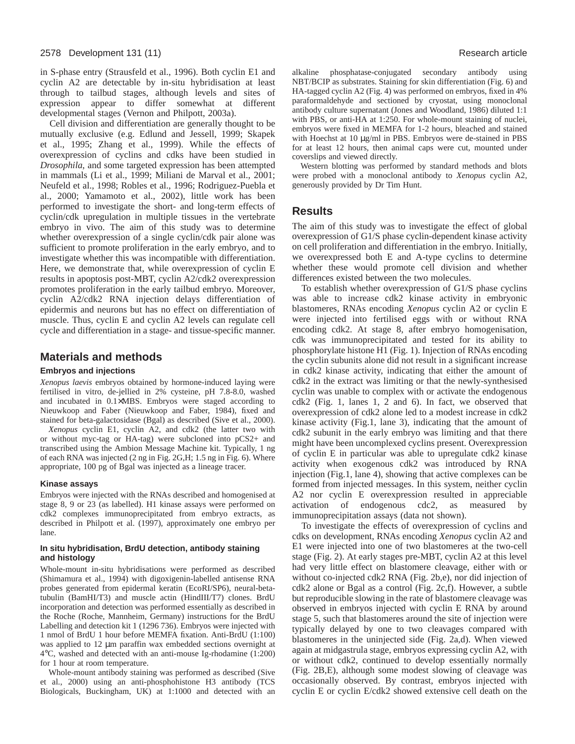in S-phase entry (Strausfeld et al., 1996). Both cyclin E1 and cyclin A2 are detectable by in-situ hybridisation at least through to tailbud stages, although levels and sites of expression appear to differ somewhat at different developmental stages (Vernon and Philpott, 2003a).

Cell division and differentiation are generally thought to be mutually exclusive (e.g. Edlund and Jessell, 1999; Skapek et al., 1995; Zhang et al., 1999). While the effects of overexpression of cyclins and cdks have been studied in *Drosophila*, and some targeted expression has been attempted in mammals (Li et al., 1999; Miliani de Marval et al., 2001; Neufeld et al., 1998; Robles et al., 1996; Rodriguez-Puebla et al., 2000; Yamamoto et al., 2002), little work has been performed to investigate the short- and long-term effects of cyclin/cdk upregulation in multiple tissues in the vertebrate embryo in vivo. The aim of this study was to determine whether overexpression of a single cyclin/cdk pair alone was sufficient to promote proliferation in the early embryo, and to investigate whether this was incompatible with differentiation. Here, we demonstrate that, while overexpression of cyclin E results in apoptosis post-MBT, cyclin A2/cdk2 overexpression promotes proliferation in the early tailbud embryo. Moreover, cyclin A2/cdk2 RNA injection delays differentiation of epidermis and neurons but has no effect on differentiation of muscle. Thus, cyclin E and cyclin A2 levels can regulate cell cycle and differentiation in a stage- and tissue-specific manner.

## Materials and methods

### Embryos and injections

*Xenopus laevis* embryos obtained by hormone-induced laying were fertilised in vitro, de-jellied in 2% cysteine, pH 7.8-8.0, washed and incubated in 0.1×MBS. Embryos were staged according to Nieuwkoop and Faber (Nieuwkoop and Faber, 1984), fixed and stained for beta-galactosidase (Bgal) as described (Sive et al., 2000).

*Xenopus* cyclin E1, cyclin A2, and cdk2 (the latter two with or without myc-tag or HA-tag) were subcloned into pCS2+ and transcribed using the Ambion Message Machine kit. Typically, 1 ng of each RNA was injected (2 ng in Fig. 2G,H; 1.5 ng in Fig. 6). Where appropriate, 100 pg of Bgal was injected as a lineage tracer.

#### Kinase assays

Embryos were injected with the RNAs described and homogenised at stage 8, 9 or 23 (as labelled). H1 kinase assays were performed on cdk2 complexes immunoprecipitated from embryo extracts, as described in Philpott et al. (1997), approximately one embryo per lane.

#### In situ hybridisation, BrdU detection, antibody staining and histology

Whole-mount in-situ hybridisations were performed as described (Shimamura et al., 1994) with digoxigenin-labelled antisense RNA probes generated from epidermal keratin (EcoRI/SP6), neural-beta-tubulin (BamHI/T3) and muscle actin (HindIII/T7) clones. BrdU incorporation and detection was performed essentially as described in the Roche (Roche, Mannheim, Germany) instructions for the BrdU Labelling and detection kit 1 (1296 736). Embryos were injected with 1 nmol of BrdU 1 hour before MEMFA fixation. Anti-BrdU (1:100) was applied to 12 μm paraffin wax embedded sections overnight at 4°C, washed and detected with an anti-mouse Ig-rhodamine (1:200) for 1 hour at room temperature.

Whole-mount antibody staining was performed as described (Sive et al., 2000) using an anti-phosphohistone H3 antibody (TCS Biologicals, Buckingham, UK) at 1:1000 and detected with an alkaline phosphatase-conjugated secondary antibody using NBT/BCIP as substrates. Staining for skin differentiation (Fig. 6) and HA-tagged cyclin A2 (Fig. 4) was performed on embryos, fixed in 4% paraformaldehyde and sectioned by cryostat, using monoclonal antibody culture supernatant (Jones and Woodland, 1986) diluted 1:1 with PBS, or anti-HA at 1:250. For whole-mount staining of nuclei, embryos were fixed in MEMFA for 1-2 hours, bleached and stained with Hoechst at 10 μg/ml in PBS. Embryos were de-stained in PBS for at least 12 hours, then animal caps were cut, mounted under coverslips and viewed directly.

Western blotting was performed by standard methods and blots were probed with a monoclonal antibody to *Xenopus* cyclin A2, generously provided by Dr Tim Hunt.

## Results

The aim of this study was to investigate the effect of global overexpression of G1/S phase cyclin-dependent kinase activity on cell proliferation and differentiation in the embryo. Initially, we overexpressed both E and A-type cyclins to determine whether these would promote cell division and whether differences existed between the two molecules.

To establish whether overexpression of G1/S phase cyclins was able to increase cdk2 kinase activity in embryonic blastomeres, RNAs encoding *Xenopus* cyclin A2 or cyclin E were injected into fertilised eggs with or without RNA encoding cdk2. At stage 8, after embryo homogenisation, cdk was immunoprecipitated and tested for its ability to phosphorylate histone H1 (Fig. 1). Injection of RNAs encoding the cyclin subunits alone did not result in a significant increase in cdk2 kinase activity, indicating that either the amount of cdk2 in the extract was limiting or that the newly-synthesised cyclin was unable to complex with or activate the endogenous cdk2 (Fig. 1, lanes 1, 2 and 6). In fact, we observed that overexpression of cdk2 alone led to a modest increase in cdk2 kinase activity (Fig.1, lane 3), indicating that the amount of cdk2 subunit in the early embryo was limiting and that there might have been uncomplexed cyclins present. Overexpression of cyclin E in particular was able to upregulate cdk2 kinase activity when exogenous cdk2 was introduced by RNA injection (Fig.1, lane 4), showing that active complexes can be formed from injected messages. In this system, neither cyclin A2 nor cyclin E overexpression resulted in appreciable activation of endogenous cdc2, as measured by immunoprecipitation assays (data not shown).

To investigate the effects of overexpression of cyclins and cdks on development, RNAs encoding *Xenopus* cyclin A2 and E1 were injected into one of two blastomeres at the two-cell stage (Fig. 2). At early stages pre-MBT, cyclin A2 at this level had very little effect on blastomere cleavage, either with or without co-injected cdk2 RNA (Fig. 2b,e), nor did injection of cdk2 alone or Bgal as a control (Fig. 2c,f). However, a subtle but reproducible slowing in the rate of blastomere cleavage was observed in embryos injected with cyclin E RNA by around stage 5, such that blastomeres around the site of injection were typically delayed by one to two cleavages compared with blastomeres in the uninjected side (Fig. 2a,d). When viewed again at midgastrula stage, embryos expressing cyclin A2, with or without cdk2, continued to develop essentially normally (Fig. 2B,E), although some modest slowing of cleavage was occasionally observed. By contrast, embryos injected with cyclin E or cyclin E/cdk2 showed extensive cell death on the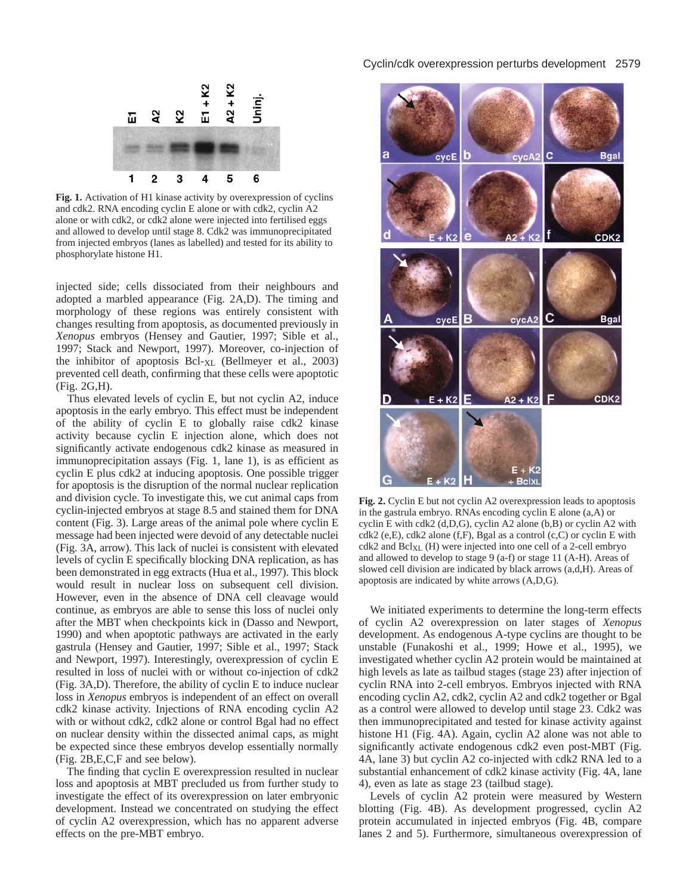**Fig. 1.** Activation of H1 kinase activity by overexpression of cyclins and cdk2. RNA encoding cyclin E alone or with cdk2, cyclin A2 alone or with cdk2, or cdk2 alone were injected into fertilised eggs and allowed to develop until stage 8. Cdk2 was immunoprecipitated from injected embryos (lanes as labelled) and tested for its ability to phosphorylate histone H1.

injected side; cells dissociated from their neighbours and adopted a marbled appearance (Fig. 2A,D). The timing and morphology of these regions was entirely consistent with changes resulting from apoptosis, as documented previously in *Xenopus* embryos (Hensey and Gautier, 1997; Sible et al., 1997; Stack and Newport, 1997). Moreover, co-injection of the inhibitor of apoptosis Bcl-$_{XL}$ (Bellmeyer et al., 2003) prevented cell death, confirming that these cells were apoptotic (Fig. 2G,H).

Thus elevated levels of cyclin E, but not cyclin A2, induce apoptosis in the early embryo. This effect must be independent of the ability of cyclin E to globally raise cdk2 kinase activity because cyclin E injection alone, which does not significantly activate endogenous cdk2 kinase as measured in immunoprecipitation assays (Fig. 1, lane 1), is as efficient as cyclin E plus cdk2 at inducing apoptosis. One possible trigger for apoptosis is the disruption of the normal nuclear replication and division cycle. To investigate this, we cut animal caps from cyclin-injected embryos at stage 8.5 and stained them for DNA content (Fig. 3). Large areas of the animal pole where cyclin E message had been injected were devoid of any detectable nuclei (Fig. 3A, arrow). This lack of nuclei is consistent with elevated levels of cyclin E specifically blocking DNA replication, as has been demonstrated in egg extracts (Hua et al., 1997). This block would result in nuclear loss on subsequent cell division. However, even in the absence of DNA cell cleavage would continue, as embryos are able to sense this loss of nuclei only after the MBT when checkpoints kick in (Dasso and Newport, 1990) and when apoptotic pathways are activated in the early gastrula (Hensey and Gautier, 1997; Sible et al., 1997; Stack and Newport, 1997). Interestingly, overexpression of cyclin E resulted in loss of nuclei with or without co-injection of cdk2 (Fig. 3A,D). Therefore, the ability of cyclin E to induce nuclear loss in *Xenopus* embryos is independent of an effect on overall cdk2 kinase activity. Injections of RNA encoding cyclin A2 with or without cdk2, cdk2 alone or control Bgal had no effect on nuclear density within the dissected animal caps, as might be expected since these embryos develop essentially normally (Fig. 2B,E,C,F and see below).

The finding that cyclin E overexpression resulted in nuclear loss and apoptosis at MBT precluded us from further study to investigate the effect of its overexpression on later embryonic development. Instead we concentrated on studying the effect of cyclin A2 overexpression, which has no apparent adverse effects on the pre-MBT embryo.

**Fig. 2.** Cyclin E but not cyclin A2 overexpression leads to apoptosis in the gastrula embryo. RNAs encoding cyclin E alone (a,A) or cyclin E with cdk2 (d,D,G), cyclin A2 alone (b,B) or cyclin A2 with cdk2 (e,E), cdk2 alone (f,F), Bgal as a control (c,C) or cyclin E with cdk2 and Bcl$_{XL}$ (H) were injected into one cell of a 2-cell embryo and allowed to develop to stage 9 (a-f) or stage 11 (A-H). Areas of slowed cell division are indicated by black arrows (a,d,H). Areas of apoptosis are indicated by white arrows (A,D,G).

We initiated experiments to determine the long-term effects of cyclin A2 overexpression on later stages of *Xenopus* development. As endogenous A-type cyclins are thought to be unstable (Funakoshi et al., 1999; Howe et al., 1995), we investigated whether cyclin A2 protein would be maintained at high levels as late as tailbud stages (stage 23) after injection of cyclin RNA into 2-cell embryos. Embryos injected with RNA encoding cyclin A2, cdk2, cyclin A2 and cdk2 together or Bgal as a control were allowed to develop until stage 23. Cdk2 was then immunoprecipitated and tested for kinase activity against histone H1 (Fig. 4A). Again, cyclin A2 alone was not able to significantly activate endogenous cdk2 even post-MBT (Fig. 4A, lane 3) but cyclin A2 co-injected with cdk2 RNA led to a substantial enhancement of cdk2 kinase activity (Fig. 4A, lane 4), even as late as stage 23 (tailbud stage).

Levels of cyclin A2 protein were measured by Western blotting (Fig. 4B). As development progressed, cyclin A2 protein accumulated in injected embryos (Fig. 4B, compare lanes 2 and 5). Furthermore, simultaneous overexpression of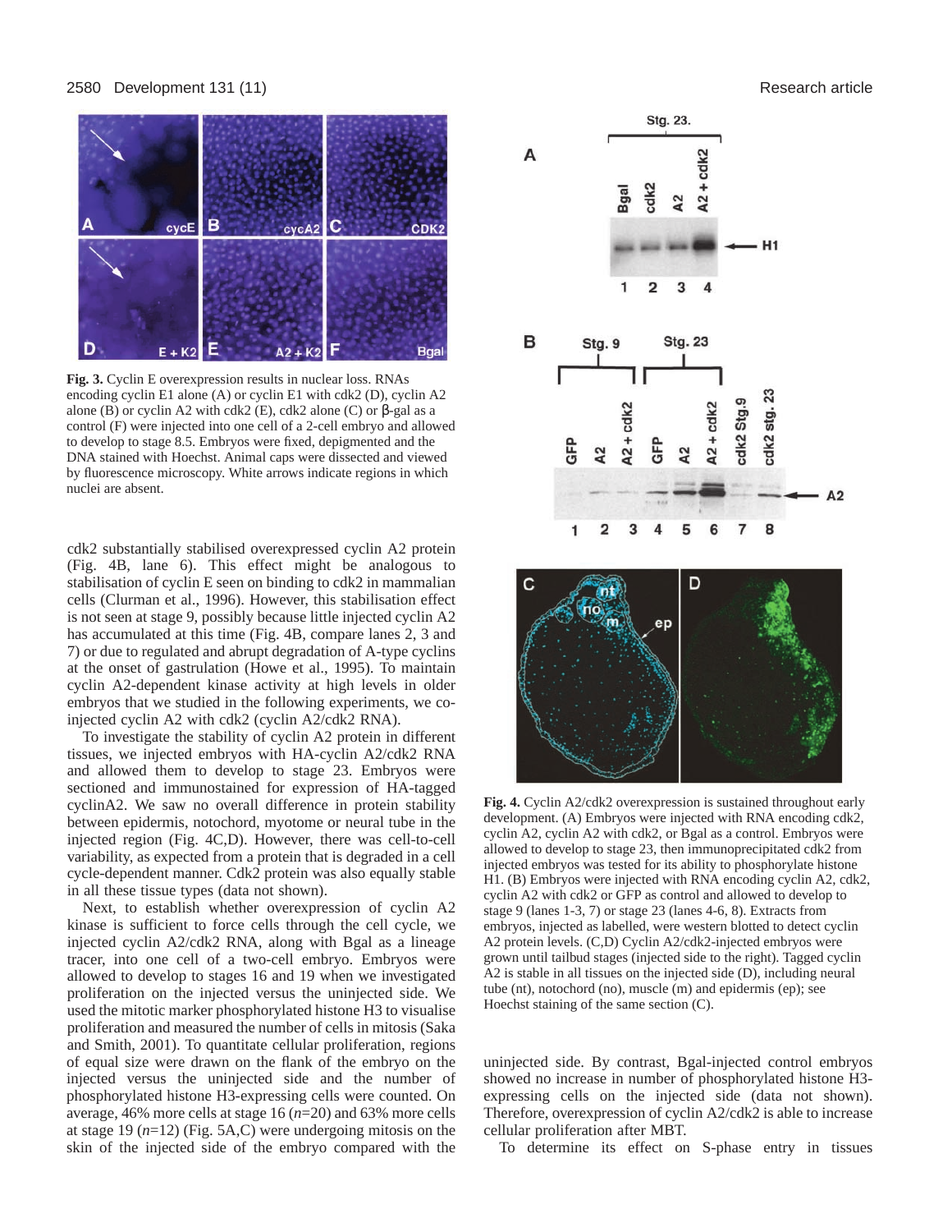**Fig. 3.** Cyclin E overexpression results in nuclear loss. RNAs encoding cyclin E1 alone (A) or cyclin E1 with cdk2 (D), cyclin A2 alone (B) or cyclin A2 with cdk2 (E), cdk2 alone (C) or β-gal as a control (F) were injected into one cell of a 2-cell embryo and allowed to develop to stage 8.5. Embryos were fixed, depigmented and the DNA stained with Hoechst. Animal caps were dissected and viewed by fluorescence microscopy. White arrows indicate regions in which nuclei are absent.

cdk2 substantially stabilised overexpressed cyclin A2 protein (Fig. 4B, lane 6). This effect might be analogous to stabilisation of cyclin E seen on binding to cdk2 in mammalian cells (Clurman et al., 1996). However, this stabilisation effect is not seen at stage 9, possibly because little injected cyclin A2 has accumulated at this time (Fig. 4B, compare lanes 2, 3 and 7) or due to regulated and abrupt degradation of A-type cyclins at the onset of gastrulation (Howe et al., 1995). To maintain cyclin A2-dependent kinase activity at high levels in older embryos that we studied in the following experiments, we co-injected cyclin A2 with cdk2 (cyclin A2/cdk2 RNA).

To investigate the stability of cyclin A2 protein in different tissues, we injected embryos with HA-cyclin A2/cdk2 RNA and allowed them to develop to stage 23. Embryos were sectioned and immunostained for expression of HA-tagged cyclinA2. We saw no overall difference in protein stability between epidermis, notochord, myotome or neural tube in the injected region (Fig. 4C,D). However, there was cell-to-cell variability, as expected from a protein that is degraded in a cell cycle-dependent manner. Cdk2 protein was also equally stable in all these tissue types (data not shown).

Next, to establish whether overexpression of cyclin A2 kinase is sufficient to force cells through the cell cycle, we injected cyclin A2/cdk2 RNA, along with Bgal as a lineage tracer, into one cell of a two-cell embryo. Embryos were allowed to develop to stages 16 and 19 when we investigated proliferation on the injected versus the uninjected side. We used the mitotic marker phosphorylated histone H3 to visualise proliferation and measured the number of cells in mitosis (Saka and Smith, 2001). To quantitate cellular proliferation, regions of equal size were drawn on the flank of the embryo on the injected versus the uninjected side and the number of phosphorylated histone H3-expressing cells were counted. On average, 46% more cells at stage 16 ($n$=20) and 63% more cells at stage 19 ($n$=12) (Fig. 5A,C) were undergoing mitosis on the skin of the injected side of the embryo compared with the uninjected side. By contrast, Bgal-injected control embryos showed no increase in number of phosphorylated histone H3-expressing cells on the injected side (data not shown). Therefore, overexpression of cyclin A2/cdk2 is able to increase cellular proliferation after MBT.

To determine its effect on S-phase entry in tissues

**Fig. 4.** Cyclin A2/cdk2 overexpression is sustained throughout early development. (A) Embryos were injected with RNA encoding cdk2, cyclin A2, cyclin A2 with cdk2, or Bgal as a control. Embryos were allowed to develop to stage 23, then immunoprecipitated cdk2 from injected embryos was tested for its ability to phosphorylate histone H1. (B) Embryos were injected with RNA encoding cyclin A2, cdk2, cyclin A2 with cdk2 or GFP as control and allowed to develop to stage 9 (lanes 1-3, 7) or stage 23 (lanes 4-6, 8). Extracts from embryos, injected as labelled, were western blotted to detect cyclin A2 protein levels. (C,D) Cyclin A2/cdk2-injected embryos were grown until tailbud stages (injected side to the right). Tagged cyclin A2 is stable in all tissues on the injected side (D), including neural tube (nt), notochord (no), muscle (m) and epidermis (ep); see Hoechst staining of the same section (C).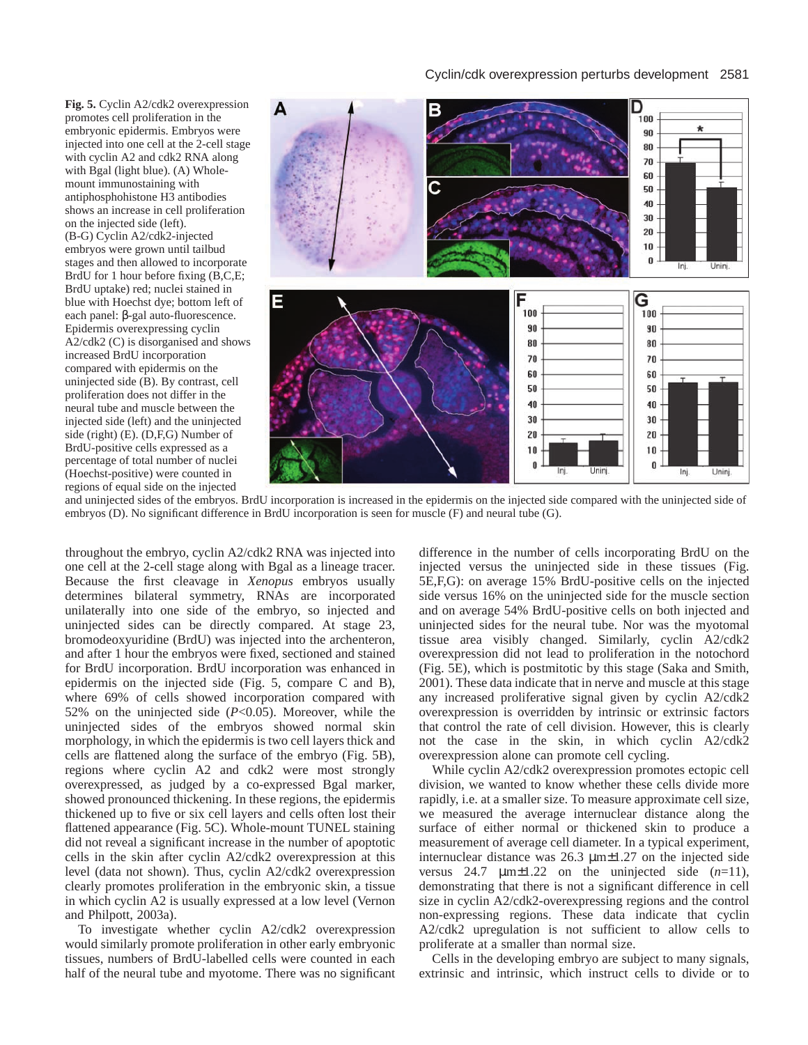**Fig. 5.** Cyclin A2/cdk2 overexpression promotes cell proliferation in the embryonic epidermis. Embryos were injected into one cell at the 2-cell stage with cyclin A2 and cdk2 RNA along with Bgal (light blue). (A) Whole-mount immunostaining with antiphosphohistone H3 antibodies shows an increase in cell proliferation on the injected side (left). (B-G) Cyclin A2/cdk2-injected embryos were grown until tailbud stages and then allowed to incorporate BrdU for 1 hour before fixing (B,C,E; BrdU uptake) red; nuclei stained in blue with Hoechst dye; bottom left of each panel: β-gal auto-fluorescence. Epidermis overexpressing cyclin A2/cdk2 (C) is disorganised and shows increased BrdU incorporation compared with epidermis on the uninjected side (B). By contrast, cell proliferation does not differ in the neural tube and muscle between the injected side (left) and the uninjected side (right) (E). (D,F,G) Number of BrdU-positive cells expressed as a percentage of total number of nuclei (Hoechst-positive) were counted in regions of equal side on the injected and uninjected sides of the embryos. BrdU incorporation is increased in the epidermis on the injected side compared with the uninjected side of embryos (D). No significant difference in BrdU incorporation is seen for muscle (F) and neural tube (G).

throughout the embryo, cyclin A2/cdk2 RNA was injected into one cell at the 2-cell stage along with Bgal as a lineage tracer. Because the first cleavage in *Xenopus* embryos usually determines bilateral symmetry, RNAs are incorporated unilaterally into one side of the embryo, so injected and uninjected sides can be directly compared. At stage 23, bromodeoxyuridine (BrdU) was injected into the archenteron, and after 1 hour the embryos were fixed, sectioned and stained for BrdU incorporation. BrdU incorporation was enhanced in epidermis on the injected side (Fig. 5, compare C and B), where 69% of cells showed incorporation compared with 52% on the uninjected side ($P<0.05$). Moreover, while the uninjected sides of the embryos showed normal skin morphology, in which the epidermis is two cell layers thick and cells are flattened along the surface of the embryo (Fig. 5B), regions where cyclin A2 and cdk2 were most strongly overexpressed, as judged by a co-expressed Bgal marker, showed pronounced thickening. In these regions, the epidermis thickened up to five or six cell layers and cells often lost their flattened appearance (Fig. 5C). Whole-mount TUNEL staining did not reveal a significant increase in the number of apoptotic cells in the skin after cyclin A2/cdk2 overexpression at this level (data not shown). Thus, cyclin A2/cdk2 overexpression clearly promotes proliferation in the embryonic skin, a tissue in which cyclin A2 is usually expressed at a low level (Vernon and Philpott, 2003a).

To investigate whether cyclin A2/cdk2 overexpression would similarly promote proliferation in other early embryonic tissues, numbers of BrdU-labelled cells were counted in each half of the neural tube and myotome. There was no significant difference in the number of cells incorporating BrdU on the injected versus the uninjected side in these tissues (Fig. 5E,F,G): on average 15% BrdU-positive cells on the injected side versus 16% on the uninjected side for the muscle section and on average 54% BrdU-positive cells on both injected and uninjected sides for the neural tube. Nor was the myotomal tissue area visibly changed. Similarly, cyclin A2/cdk2 overexpression did not lead to proliferation in the notochord (Fig. 5E), which is postmitotic by this stage (Saka and Smith, 2001). These data indicate that in nerve and muscle at this stage any increased proliferative signal given by cyclin A2/cdk2 overexpression is overridden by intrinsic or extrinsic factors that control the rate of cell division. However, this is clearly not the case in the skin, in which cyclin A2/cdk2 overexpression alone can promote cell cycling.

While cyclin A2/cdk2 overexpression promotes ectopic cell division, we wanted to know whether these cells divide more rapidly, i.e. at a smaller size. To measure approximate cell size, we measured the average internuclear distance along the surface of either normal or thickened skin to produce a measurement of average cell diameter. In a typical experiment, internuclear distance was 26.3 μm±1.27 on the injected side versus 24.7 μm±1.22 on the uninjected side ($n$=11), demonstrating that there is not a significant difference in cell size in cyclin A2/cdk2-overexpressing regions and the control non-expressing regions. These data indicate that cyclin A2/cdk2 upregulation is not sufficient to allow cells to proliferate at a smaller than normal size.

Cells in the developing embryo are subject to many signals, extrinsic and intrinsic, which instruct cells to divide or to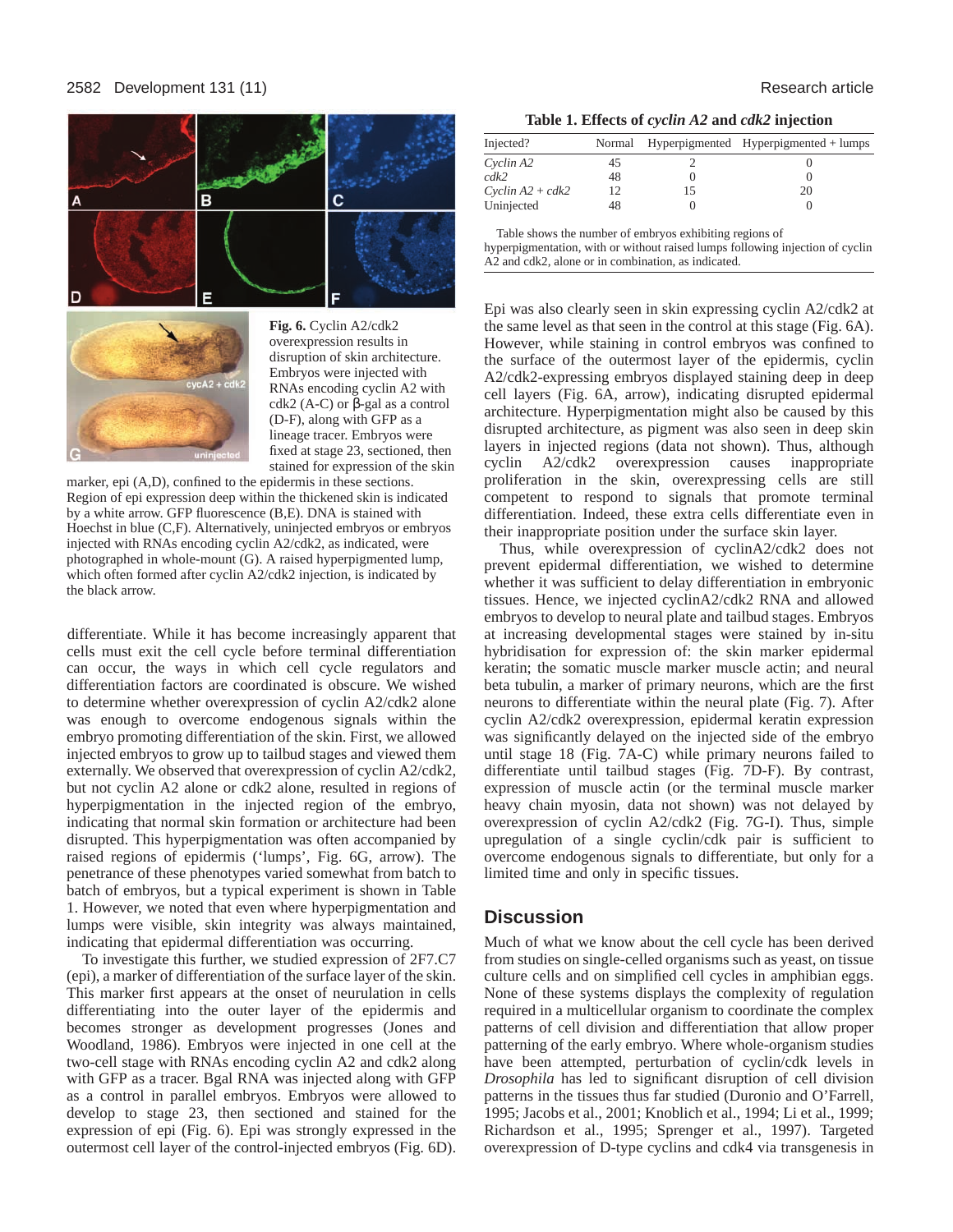**Fig. 6.** Cyclin A2/cdk2 overexpression results in disruption of skin architecture. Embryos were injected with RNAs encoding cyclin A2 with cdk2 (A-C) or β-gal as a control (D-F), along with GFP as a lineage tracer. Embryos were fixed at stage 23, sectioned, then stained for expression of the skin marker, epi (A,D), confined to the epidermis in these sections. Region of epi expression deep within the thickened skin is indicated by a white arrow. GFP fluorescence (B,E). DNA is stained with Hoechst in blue (C,F). Alternatively, uninjected embryos or embryos injected with RNAs encoding cyclin A2/cdk2, as indicated, were photographed in whole-mount (G). A raised hyperpigmented lump, which often formed after cyclin A2/cdk2 injection, is indicated by the black arrow.

differentiate. While it has become increasingly apparent that cells must exit the cell cycle before terminal differentiation can occur, the ways in which cell cycle regulators and differentiation factors are coordinated is obscure. We wished to determine whether overexpression of cyclin A2/cdk2 alone was enough to overcome endogenous signals within the embryo promoting differentiation of the skin. First, we allowed injected embryos to grow up to tailbud stages and viewed them externally. We observed that overexpression of cyclin A2/cdk2, but not cyclin A2 alone or cdk2 alone, resulted in regions of hyperpigmentation in the injected region of the embryo, indicating that normal skin formation or architecture had been disrupted. This hyperpigmentation was often accompanied by raised regions of epidermis ('lumps', Fig. 6G, arrow). The penetrance of these phenotypes varied somewhat from batch to batch of embryos, but a typical experiment is shown in Table 1. However, we noted that even where hyperpigmentation and lumps were visible, skin integrity was always maintained, indicating that epidermal differentiation was occurring.

To investigate this further, we studied expression of 2F7.C7 (epi), a marker of differentiation of the surface layer of the skin. This marker first appears at the onset of neurulation in cells differentiating into the outer layer of the epidermis and becomes stronger as development progresses (Jones and Woodland, 1986). Embryos were injected in one cell at the two-cell stage with RNAs encoding cyclin A2 and cdk2 along with GFP as a tracer. Bgal RNA was injected along with GFP as a control in parallel embryos. Embryos were allowed to develop to stage 23, then sectioned and stained for the expression of epi (Fig. 6). Epi was strongly expressed in the outermost cell layer of the control-injected embryos (Fig. 6D).

**Table 1. Effects of *cyclin A2* and *cdk2* injection**

| Injected? | Normal | Hyperpigmented | Hyperpigmented + lumps |
|---|---|---|---|
| *Cyclin A2* | 45 | 2 | 0 |
| *cdk2* | 48 | 0 | 0 |
| *Cyclin A2 + cdk2* | 12 | 15 | 20 |
| Uninjected | 48 | 0 | 0 |

Table shows the number of embryos exhibiting regions of hyperpigmentation, with or without raised lumps following injection of cyclin A2 and cdk2, alone or in combination, as indicated.

Epi was also clearly seen in skin expressing cyclin A2/cdk2 at the same level as that seen in the control at this stage (Fig. 6A). However, while staining in control embryos was confined to the surface of the outermost layer of the epidermis, cyclin A2/cdk2-expressing embryos displayed staining deep in deep cell layers (Fig. 6A, arrow), indicating disrupted epidermal architecture. Hyperpigmentation might also be caused by this disrupted architecture, as pigment was also seen in deep skin layers in injected regions (data not shown). Thus, although cyclin A2/cdk2 overexpression causes inappropriate proliferation in the skin, overexpressing cells are still competent to respond to signals that promote terminal differentiation. Indeed, these extra cells differentiate even in their inappropriate position under the surface skin layer.

Thus, while overexpression of cyclinA2/cdk2 does not prevent epidermal differentiation, we wished to determine whether it was sufficient to delay differentiation in embryonic tissues. Hence, we injected cyclinA2/cdk2 RNA and allowed embryos to develop to neural plate and tailbud stages. Embryos at increasing developmental stages were stained by in-situ hybridisation for expression of: the skin marker epidermal keratin; the somatic muscle marker muscle actin; and neural beta tubulin, a marker of primary neurons, which are the first neurons to differentiate within the neural plate (Fig. 7). After cyclin A2/cdk2 overexpression, epidermal keratin expression was significantly delayed on the injected side of the embryo until stage 18 (Fig. 7A-C) while primary neurons failed to differentiate until tailbud stages (Fig. 7D-F). By contrast, expression of muscle actin (or the terminal muscle marker heavy chain myosin, data not shown) was not delayed by overexpression of cyclin A2/cdk2 (Fig. 7G-I). Thus, simple upregulation of a single cyclin/cdk pair is sufficient to overcome endogenous signals to differentiate, but only for a limited time and only in specific tissues.

## Discussion

Much of what we know about the cell cycle has been derived from studies on single-celled organisms such as yeast, on tissue culture cells and on simplified cell cycles in amphibian eggs. None of these systems displays the complexity of regulation required in a multicellular organism to coordinate the complex patterns of cell division and differentiation that allow proper patterning of the early embryo. Where whole-organism studies have been attempted, perturbation of cyclin/cdk levels in *Drosophila* has led to significant disruption of cell division patterns in the tissues thus far studied (Duronio and O'Farrell, 1995; Jacobs et al., 2001; Knoblich et al., 1994; Li et al., 1999; Richardson et al., 1995; Sprenger et al., 1997). Targeted overexpression of D-type cyclins and cdk4 via transgenesis in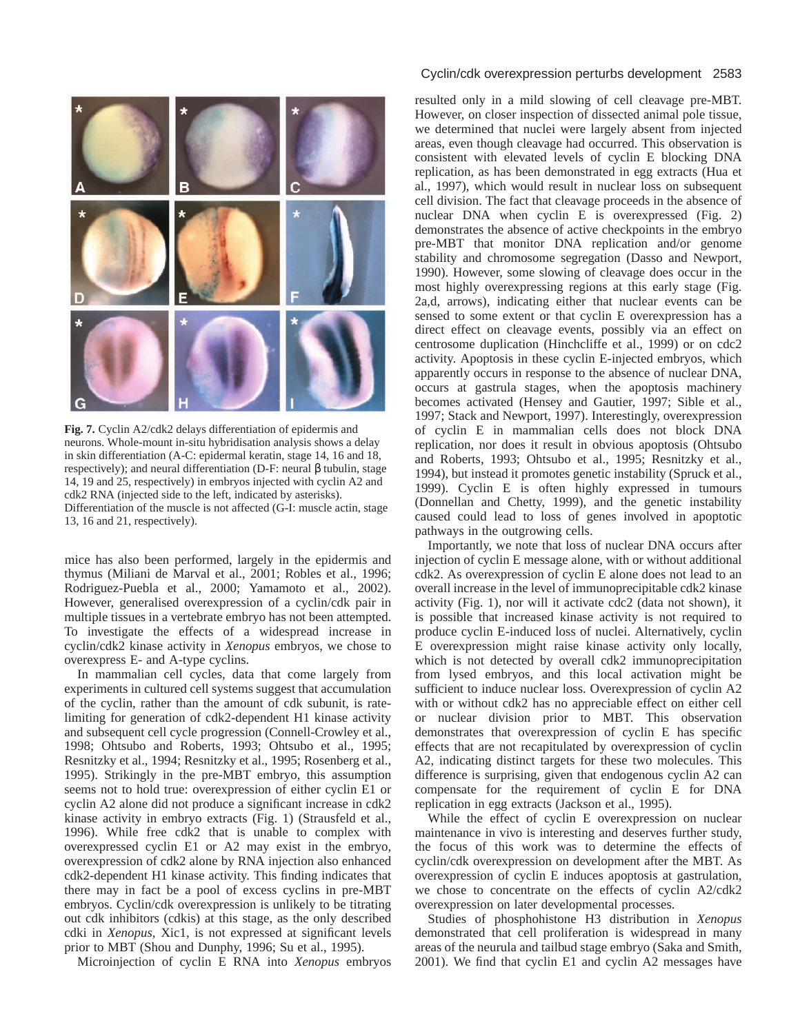**Fig. 7.** Cyclin A2/cdk2 delays differentiation of epidermis and neurons. Whole-mount in-situ hybridisation analysis shows a delay in skin differentiation (A-C: epidermal keratin, stage 14, 16 and 18, respectively); and neural differentiation (D-F: neural β tubulin, stage 14, 19 and 25, respectively) in embryos injected with cyclin A2 and cdk2 RNA (injected side to the left, indicated by asterisks). Differentiation of the muscle is not affected (G-I: muscle actin, stage 13, 16 and 21, respectively).

mice has also been performed, largely in the epidermis and thymus (Miliani de Marval et al., 2001; Robles et al., 1996; Rodriguez-Puebla et al., 2000; Yamamoto et al., 2002). However, generalised overexpression of a cyclin/cdk pair in multiple tissues in a vertebrate embryo has not been attempted. To investigate the effects of a widespread increase in cyclin/cdk2 kinase activity in *Xenopus* embryos, we chose to overexpress E- and A-type cyclins.

In mammalian cell cycles, data that come largely from experiments in cultured cell systems suggest that accumulation of the cyclin, rather than the amount of cdk subunit, is rate-limiting for generation of cdk2-dependent H1 kinase activity and subsequent cell cycle progression (Connell-Crowley et al., 1998; Ohtsubo and Roberts, 1993; Ohtsubo et al., 1995; Resnitzky et al., 1994; Resnitzky et al., 1995; Rosenberg et al., 1995). Strikingly in the pre-MBT embryo, this assumption seems not to hold true: overexpression of either cyclin E1 or cyclin A2 alone did not produce a significant increase in cdk2 kinase activity in embryo extracts (Fig. 1) (Strausfeld et al., 1996). While free cdk2 that is unable to complex with overexpressed cyclin E1 or A2 may exist in the embryo, overexpression of cdk2 alone by RNA injection also enhanced cdk2-dependent H1 kinase activity. This finding indicates that there may in fact be a pool of excess cyclins in pre-MBT embryos. Cyclin/cdk overexpression is unlikely to be titrating out cdk inhibitors (cdkis) at this stage, as the only described cdki in *Xenopus*, Xic1, is not expressed at significant levels prior to MBT (Shou and Dunphy, 1996; Su et al., 1995).

Microinjection of cyclin E RNA into *Xenopus* embryos resulted only in a mild slowing of cell cleavage pre-MBT. However, on closer inspection of dissected animal pole tissue, we determined that nuclei were largely absent from injected areas, even though cleavage had occurred. This observation is consistent with elevated levels of cyclin E blocking DNA replication, as has been demonstrated in egg extracts (Hua et al., 1997), which would result in nuclear loss on subsequent cell division. The fact that cleavage proceeds in the absence of nuclear DNA when cyclin E is overexpressed (Fig. 2) demonstrates the absence of active checkpoints in the embryo pre-MBT that monitor DNA replication and/or genome stability and chromosome segregation (Dasso and Newport, 1990). However, some slowing of cleavage does occur in the most highly overexpressing regions at this early stage (Fig. 2a,d, arrows), indicating either that nuclear events can be sensed to some extent or that cyclin E overexpression has a direct effect on cleavage events, possibly via an effect on centrosome duplication (Hinchcliffe et al., 1999) or on cdc2 activity. Apoptosis in these cyclin E-injected embryos, which apparently occurs in response to the absence of nuclear DNA, occurs at gastrula stages, when the apoptosis machinery becomes activated (Hensey and Gautier, 1997; Sible et al., 1997; Stack and Newport, 1997). Interestingly, overexpression of cyclin E in mammalian cells does not block DNA replication, nor does it result in obvious apoptosis (Ohtsubo and Roberts, 1993; Ohtsubo et al., 1995; Resnitzky et al., 1994), but instead it promotes genetic instability (Spruck et al., 1999). Cyclin E is often highly expressed in tumours (Donnellan and Chetty, 1999), and the genetic instability caused could lead to loss of genes involved in apoptotic pathways in the outgrowing cells.

Importantly, we note that loss of nuclear DNA occurs after injection of cyclin E message alone, with or without additional cdk2. As overexpression of cyclin E alone does not lead to an overall increase in the level of immunoprecipitable cdk2 kinase activity (Fig. 1), nor will it activate cdc2 (data not shown), it is possible that increased kinase activity is not required to produce cyclin E-induced loss of nuclei. Alternatively, cyclin E overexpression might raise kinase activity only locally, which is not detected by overall cdk2 immunoprecipitation from lysed embryos, and this local activation might be sufficient to induce nuclear loss. Overexpression of cyclin A2 with or without cdk2 has no appreciable effect on either cell or nuclear division prior to MBT. This observation demonstrates that overexpression of cyclin E has specific effects that are not recapitulated by overexpression of cyclin A2, indicating distinct targets for these two molecules. This difference is surprising, given that endogenous cyclin A2 can compensate for the requirement of cyclin E for DNA replication in egg extracts (Jackson et al., 1995).

While the effect of cyclin E overexpression on nuclear maintenance in vivo is interesting and deserves further study, the focus of this work was to determine the effects of cyclin/cdk overexpression on development after the MBT. As overexpression of cyclin E induces apoptosis at gastrulation, we chose to concentrate on the effects of cyclin A2/cdk2 overexpression on later developmental processes.

Studies of phosphohistone H3 distribution in *Xenopus* demonstrated that cell proliferation is widespread in many areas of the neurula and tailbud stage embryo (Saka and Smith, 2001). We find that cyclin E1 and cyclin A2 messages have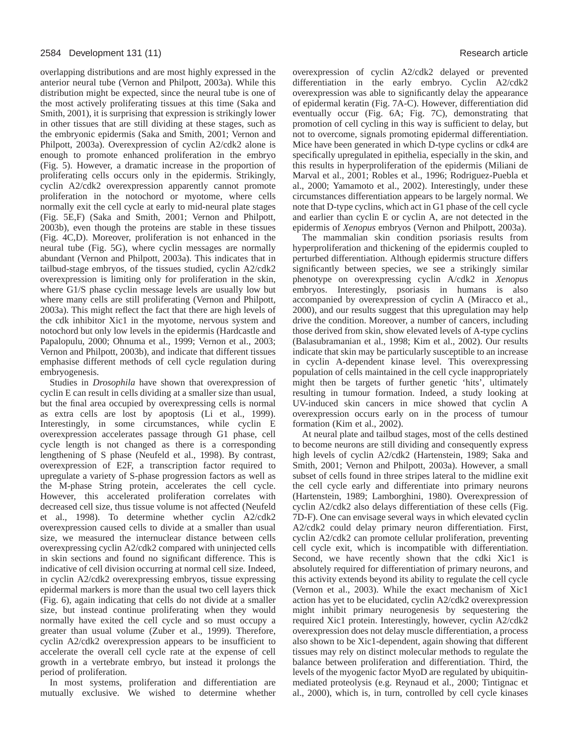overlapping distributions and are most highly expressed in the anterior neural tube (Vernon and Philpott, 2003a). While this distribution might be expected, since the neural tube is one of the most actively proliferating tissues at this time (Saka and Smith, 2001), it is surprising that expression is strikingly lower in other tissues that are still dividing at these stages, such as the embryonic epidermis (Saka and Smith, 2001; Vernon and Philpott, 2003a). Overexpression of cyclin A2/cdk2 alone is enough to promote enhanced proliferation in the embryo (Fig. 5). However, a dramatic increase in the proportion of proliferating cells occurs only in the epidermis. Strikingly, cyclin A2/cdk2 overexpression apparently cannot promote proliferation in the notochord or myotome, where cells normally exit the cell cycle at early to mid-neural plate stages (Fig. 5E,F) (Saka and Smith, 2001; Vernon and Philpott, 2003b), even though the proteins are stable in these tissues (Fig. 4C,D). Moreover, proliferation is not enhanced in the neural tube (Fig. 5G), where cyclin messages are normally abundant (Vernon and Philpott, 2003a). This indicates that in tailbud-stage embryos, of the tissues studied, cyclin A2/cdk2 overexpression is limiting only for proliferation in the skin, where G1/S phase cyclin message levels are usually low but where many cells are still proliferating (Vernon and Philpott, 2003a). This might reflect the fact that there are high levels of the cdk inhibitor Xic1 in the myotome, nervous system and notochord but only low levels in the epidermis (Hardcastle and Papalopulu, 2000; Ohnuma et al., 1999; Vernon et al., 2003; Vernon and Philpott, 2003b), and indicate that different tissues emphasise different methods of cell cycle regulation during embryogenesis.

Studies in *Drosophila* have shown that overexpression of cyclin E can result in cells dividing at a smaller size than usual, but the final area occupied by overexpressing cells is normal as extra cells are lost by apoptosis (Li et al., 1999). Interestingly, in some circumstances, while cyclin E overexpression accelerates passage through G1 phase, cell cycle length is not changed as there is a corresponding lengthening of S phase (Neufeld et al., 1998). By contrast, overexpression of E2F, a transcription factor required to upregulate a variety of S-phase progression factors as well as the M-phase String protein, accelerates the cell cycle. However, this accelerated proliferation correlates with decreased cell size, thus tissue volume is not affected (Neufeld et al., 1998). To determine whether cyclin A2/cdk2 overexpression caused cells to divide at a smaller than usual size, we measured the internuclear distance between cells overexpressing cyclin A2/cdk2 compared with uninjected cells in skin sections and found no significant difference. This is indicative of cell division occurring at normal cell size. Indeed, in cyclin A2/cdk2 overexpressing embryos, tissue expressing epidermal markers is more than the usual two cell layers thick (Fig. 6), again indicating that cells do not divide at a smaller size, but instead continue proliferating when they would normally have exited the cell cycle and so must occupy a greater than usual volume (Zuber et al., 1999). Therefore, cyclin A2/cdk2 overexpression appears to be insufficient to accelerate the overall cell cycle rate at the expense of cell growth in a vertebrate embryo, but instead it prolongs the period of proliferation.

In most systems, proliferation and differentiation are mutually exclusive. We wished to determine whether overexpression of cyclin A2/cdk2 delayed or prevented differentiation in the early embryo. Cyclin A2/cdk2 overexpression was able to significantly delay the appearance of epidermal keratin (Fig. 7A-C). However, differentiation did eventually occur (Fig. 6A; Fig. 7C), demonstrating that promotion of cell cycling in this way is sufficient to delay, but not to overcome, signals promoting epidermal differentiation. Mice have been generated in which D-type cyclins or cdk4 are specifically upregulated in epithelia, especially in the skin, and this results in hyperproliferation of the epidermis (Miliani de Marval et al., 2001; Robles et al., 1996; Rodriguez-Puebla et al., 2000; Yamamoto et al., 2002). Interestingly, under these circumstances differentiation appears to be largely normal. We note that D-type cyclins, which act in G1 phase of the cell cycle and earlier than cyclin E or cyclin A, are not detected in the epidermis of *Xenopus* embryos (Vernon and Philpott, 2003a).

The mammalian skin condition psoriasis results from hyperproliferation and thickening of the epidermis coupled to perturbed differentiation. Although epidermis structure differs significantly between species, we see a strikingly similar phenotype on overexpressing cyclin A/cdk2 in *Xenopu*s embryos. Interestingly, psoriasis in humans is also accompanied by overexpression of cyclin A (Miracco et al., 2000), and our results suggest that this upregulation may help drive the condition. Moreover, a number of cancers, including those derived from skin, show elevated levels of A-type cyclins (Balasubramanian et al., 1998; Kim et al., 2002). Our results indicate that skin may be particularly susceptible to an increase in cyclin A-dependent kinase level. This overexpressing population of cells maintained in the cell cycle inappropriately might then be targets of further genetic 'hits', ultimately resulting in tumour formation. Indeed, a study looking at UV-induced skin cancers in mice showed that cyclin A overexpression occurs early on in the process of tumour formation (Kim et al., 2002).

At neural plate and tailbud stages, most of the cells destined to become neurons are still dividing and consequently express high levels of cyclin A2/cdk2 (Hartenstein, 1989; Saka and Smith, 2001; Vernon and Philpott, 2003a). However, a small subset of cells found in three stripes lateral to the midline exit the cell cycle early and differentiate into primary neurons (Hartenstein, 1989; Lamborghini, 1980). Overexpression of cyclin A2/cdk2 also delays differentiation of these cells (Fig. 7D-F). One can envisage several ways in which elevated cyclin A2/cdk2 could delay primary neuron differentiation. First, cyclin A2/cdk2 can promote cellular proliferation, preventing cell cycle exit, which is incompatible with differentiation. Second, we have recently shown that the cdki Xic1 is absolutely required for differentiation of primary neurons, and this activity extends beyond its ability to regulate the cell cycle (Vernon et al., 2003). While the exact mechanism of Xic1 action has yet to be elucidated, cyclin A2/cdk2 overexpression might inhibit primary neurogenesis by sequestering the required Xic1 protein. Interestingly, however, cyclin A2/cdk2 overexpression does not delay muscle differentiation, a process also shown to be Xic1-dependent, again showing that different tissues may rely on distinct molecular methods to regulate the balance between proliferation and differentiation. Third, the levels of the myogenic factor MyoD are regulated by ubiquitin-mediated proteolysis (e.g. Reynaud et al., 2000; Tintignac et al., 2000), which is, in turn, controlled by cell cycle kinases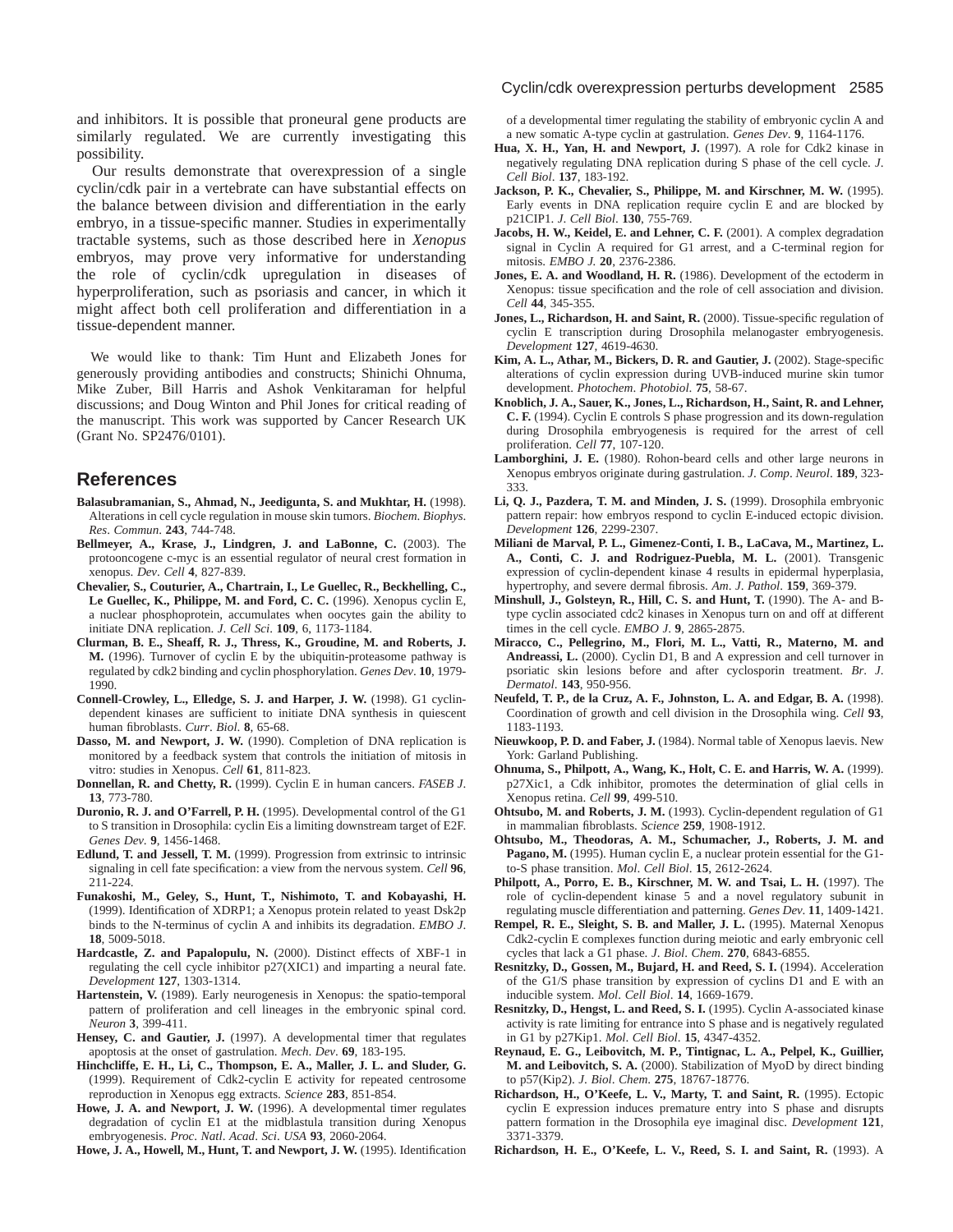and inhibitors. It is possible that proneural gene products are similarly regulated. We are currently investigating this possibility.

Our results demonstrate that overexpression of a single cyclin/cdk pair in a vertebrate can have substantial effects on the balance between division and differentiation in the early embryo, in a tissue-specific manner. Studies in experimentally tractable systems, such as those described here in *Xenopus* embryos, may prove very informative for understanding the role of cyclin/cdk upregulation in diseases of hyperproliferation, such as psoriasis and cancer, in which it might affect both cell proliferation and differentiation in a tissue-dependent manner.

We would like to thank: Tim Hunt and Elizabeth Jones for generously providing antibodies and constructs; Shinichi Ohnuma, Mike Zuber, Bill Harris and Ashok Venkitaraman for helpful discussions; and Doug Winton and Phil Jones for critical reading of the manuscript. This work was supported by Cancer Research UK (Grant No. SP2476/0101).

## References

**Balasubramanian, S., Ahmad, N., Jeedigunta, S. and Mukhtar, H.** (1998). Alterations in cell cycle regulation in mouse skin tumors. *Biochem. Biophys. Res. Commun.* **243**, 744-748.

**Bellmeyer, A., Krase, J., Lindgren, J. and LaBonne, C.** (2003). The protooncogene c-myc is an essential regulator of neural crest formation in xenopus. *Dev. Cell* **4**, 827-839.

**Chevalier, S., Couturier, A., Chartrain, I., Le Guellec, R., Beckhelling, C., Le Guellec, K., Philippe, M. and Ford, C. C.** (1996). Xenopus cyclin E, a nuclear phosphoprotein, accumulates when oocytes gain the ability to initiate DNA replication. *J. Cell Sci.* **109**, 6, 1173-1184.

**Clurman, B. E., Sheaff, R. J., Thress, K., Groudine, M. and Roberts, J. M.** (1996). Turnover of cyclin E by the ubiquitin-proteasome pathway is regulated by cdk2 binding and cyclin phosphorylation. *Genes Dev.* **10**, 1979-1990.

**Connell-Crowley, L., Elledge, S. J. and Harper, J. W.** (1998). G1 cyclin-dependent kinases are sufficient to initiate DNA synthesis in quiescent human fibroblasts. *Curr. Biol.* **8**, 65-68.

**Dasso, M. and Newport, J. W.** (1990). Completion of DNA replication is monitored by a feedback system that controls the initiation of mitosis in vitro: studies in Xenopus. *Cell* **61**, 811-823.

**Donnellan, R. and Chetty, R.** (1999). Cyclin E in human cancers. *FASEB J.* **13**, 773-780.

**Duronio, R. J. and O'Farrell, P. H.** (1995). Developmental control of the G1 to S transition in Drosophila: cyclin Eis a limiting downstream target of E2F. *Genes Dev.* **9**, 1456-1468.

**Edlund, T. and Jessell, T. M.** (1999). Progression from extrinsic to intrinsic signaling in cell fate specification: a view from the nervous system. *Cell* **96**, 211-224.

**Funakoshi, M., Geley, S., Hunt, T., Nishimoto, T. and Kobayashi, H.** (1999). Identification of XDRP1; a Xenopus protein related to yeast Dsk2p binds to the N-terminus of cyclin A and inhibits its degradation. *EMBO J.* **18**, 5009-5018.

**Hardcastle, Z. and Papalopulu, N.** (2000). Distinct effects of XBF-1 in regulating the cell cycle inhibitor p27(XIC1) and imparting a neural fate. *Development* **127**, 1303-1314.

**Hartenstein, V.** (1989). Early neurogenesis in Xenopus: the spatio-temporal pattern of proliferation and cell lineages in the embryonic spinal cord. *Neuron* **3**, 399-411.

**Hensey, C. and Gautier, J.** (1997). A developmental timer that regulates apoptosis at the onset of gastrulation. *Mech. Dev.* **69**, 183-195.

**Hinchcliffe, E. H., Li, C., Thompson, E. A., Maller, J. L. and Sluder, G.** (1999). Requirement of Cdk2-cyclin E activity for repeated centrosome reproduction in Xenopus egg extracts. *Science* **283**, 851-854.

**Howe, J. A. and Newport, J. W.** (1996). A developmental timer regulates degradation of cyclin E1 at the midblastula transition during Xenopus embryogenesis. *Proc. Natl. Acad. Sci. USA* **93**, 2060-2064.

**Howe, J. A., Howell, M., Hunt, T. and Newport, J. W.** (1995). Identification of a developmental timer regulating the stability of embryonic cyclin A and a new somatic A-type cyclin at gastrulation. *Genes Dev.* **9**, 1164-1176.

**Hua, X. H., Yan, H. and Newport, J.** (1997). A role for Cdk2 kinase in negatively regulating DNA replication during S phase of the cell cycle. *J. Cell Biol.* **137**, 183-192.

**Jackson, P. K., Chevalier, S., Philippe, M. and Kirschner, M. W.** (1995). Early events in DNA replication require cyclin E and are blocked by p21CIP1. *J. Cell Biol.* **130**, 755-769.

**Jacobs, H. W., Keidel, E. and Lehner, C. F.** (2001). A complex degradation signal in Cyclin A required for G1 arrest, and a C-terminal region for mitosis. *EMBO J.* **20**, 2376-2386.

**Jones, E. A. and Woodland, H. R.** (1986). Development of the ectoderm in Xenopus: tissue specification and the role of cell association and division. *Cell* **44**, 345-355.

**Jones, L., Richardson, H. and Saint, R.** (2000). Tissue-specific regulation of cyclin E transcription during Drosophila melanogaster embryogenesis. *Development* **127**, 4619-4630.

**Kim, A. L., Athar, M., Bickers, D. R. and Gautier, J.** (2002). Stage-specific alterations of cyclin expression during UVB-induced murine skin tumor development. *Photochem. Photobiol.* **75**, 58-67.

**Knoblich, J. A., Sauer, K., Jones, L., Richardson, H., Saint, R. and Lehner, C. F.** (1994). Cyclin E controls S phase progression and its down-regulation during Drosophila embryogenesis is required for the arrest of cell proliferation. *Cell* **77**, 107-120.

**Lamborghini, J. E.** (1980). Rohon-beard cells and other large neurons in Xenopus embryos originate during gastrulation. *J. Comp. Neurol.* **189**, 323-333.

**Li, Q. J., Pazdera, T. M. and Minden, J. S.** (1999). Drosophila embryonic pattern repair: how embryos respond to cyclin E-induced ectopic division. *Development* **126**, 2299-2307.

**Miliani de Marval, P. L., Gimenez-Conti, I. B., LaCava, M., Martinez, L. A., Conti, C. J. and Rodriguez-Puebla, M. L.** (2001). Transgenic expression of cyclin-dependent kinase 4 results in epidermal hyperplasia, hypertrophy, and severe dermal fibrosis. *Am. J. Pathol.* **159**, 369-379.

**Minshull, J., Golsteyn, R., Hill, C. S. and Hunt, T.** (1990). The A- and B-type cyclin associated cdc2 kinases in Xenopus turn on and off at different times in the cell cycle. *EMBO J.* **9**, 2865-2875.

**Miracco, C., Pellegrino, M., Flori, M. L., Vatti, R., Materno, M. and Andreassi, L.** (2000). Cyclin D1, B and A expression and cell turnover in psoriatic skin lesions before and after cyclosporin treatment. *Br. J. Dermatol.* **143**, 950-956.

**Neufeld, T. P., de la Cruz, A. F., Johnston, L. A. and Edgar, B. A.** (1998). Coordination of growth and cell division in the Drosophila wing. *Cell* **93**, 1183-1193.

**Nieuwkoop, P. D. and Faber, J.** (1984). Normal table of Xenopus laevis. New York: Garland Publishing.

**Ohnuma, S., Philpott, A., Wang, K., Holt, C. E. and Harris, W. A.** (1999). p27Xic1, a Cdk inhibitor, promotes the determination of glial cells in Xenopus retina. *Cell* **99**, 499-510.

**Ohtsubo, M. and Roberts, J. M.** (1993). Cyclin-dependent regulation of G1 in mammalian fibroblasts. *Science* **259**, 1908-1912.

**Ohtsubo, M., Theodoras, A. M., Schumacher, J., Roberts, J. M. and Pagano, M.** (1995). Human cyclin E, a nuclear protein essential for the G1-to-S phase transition. *Mol. Cell Biol.* **15**, 2612-2624.

**Philpott, A., Porro, E. B., Kirschner, M. W. and Tsai, L. H.** (1997). The role of cyclin-dependent kinase 5 and a novel regulatory subunit in regulating muscle differentiation and patterning. *Genes Dev.* **11**, 1409-1421.

**Rempel, R. E., Sleight, S. B. and Maller, J. L.** (1995). Maternal Xenopus Cdk2-cyclin E complexes function during meiotic and early embryonic cell cycles that lack a G1 phase. *J. Biol. Chem.* **270**, 6843-6855.

**Resnitzky, D., Gossen, M., Bujard, H. and Reed, S. I.** (1994). Acceleration of the G1/S phase transition by expression of cyclins D1 and E with an inducible system. *Mol. Cell Biol.* **14**, 1669-1679.

**Resnitzky, D., Hengst, L. and Reed, S. I.** (1995). Cyclin A-associated kinase activity is rate limiting for entrance into S phase and is negatively regulated in G1 by p27Kip1. *Mol. Cell Biol.* **15**, 4347-4352.

**Reynaud, E. G., Leibovitch, M. P., Tintignac, L. A., Pelpel, K., Guillier, M. and Leibovitch, S. A.** (2000). Stabilization of MyoD by direct binding to p57(Kip2). *J. Biol. Chem.* **275**, 18767-18776.

**Richardson, H., O'Keefe, L. V., Marty, T. and Saint, R.** (1995). Ectopic cyclin E expression induces premature entry into S phase and disrupts pattern formation in the Drosophila eye imaginal disc. *Development* **121**, 3371-3379.

**Richardson, H. E., O'Keefe, L. V., Reed, S. I. and Saint, R.** (1993). A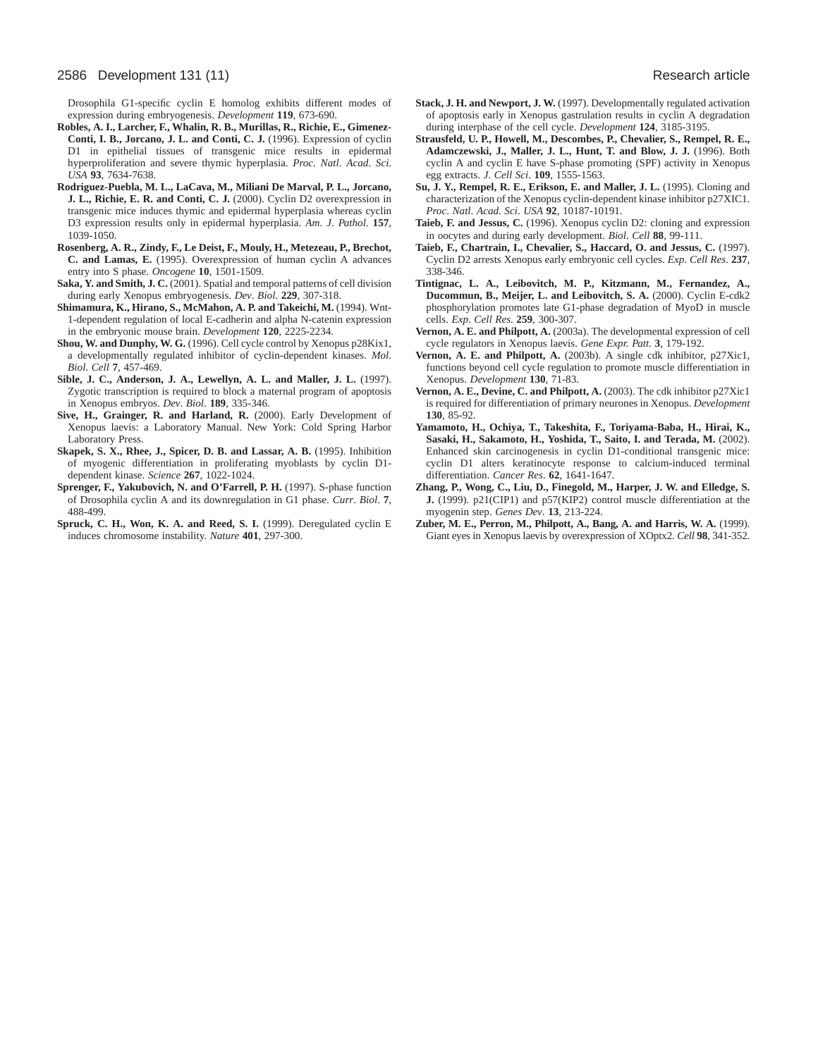Drosophila G1-specific cyclin E homolog exhibits different modes of expression during embryogenesis. *Development* **119**, 673-690.

**Robles, A. I., Larcher, F., Whalin, R. B., Murillas, R., Richie, E., Gimenez-Conti, I. B., Jorcano, J. L. and Conti, C. J.** (1996). Expression of cyclin D1 in epithelial tissues of transgenic mice results in epidermal hyperproliferation and severe thymic hyperplasia. *Proc. Natl. Acad. Sci. USA* **93**, 7634-7638.

**Rodriguez-Puebla, M. L., LaCava, M., Miliani De Marval, P. L., Jorcano, J. L., Richie, E. R. and Conti, C. J.** (2000). Cyclin D2 overexpression in transgenic mice induces thymic and epidermal hyperplasia whereas cyclin D3 expression results only in epidermal hyperplasia. *Am. J. Pathol.* **157**, 1039-1050.

**Rosenberg, A. R., Zindy, F., Le Deist, F., Mouly, H., Metezeau, P., Brechot, C. and Lamas, E.** (1995). Overexpression of human cyclin A advances entry into S phase. *Oncogene* **10**, 1501-1509.

**Saka, Y. and Smith, J. C.** (2001). Spatial and temporal patterns of cell division during early Xenopus embryogenesis. *Dev. Biol.* **229**, 307-318.

**Shimamura, K., Hirano, S., McMahon, A. P. and Takeichi, M.** (1994). Wnt-1-dependent regulation of local E-cadherin and alpha N-catenin expression in the embryonic mouse brain. *Development* **120**, 2225-2234.

**Shou, W. and Dunphy, W. G.** (1996). Cell cycle control by Xenopus p28Kix1, a developmentally regulated inhibitor of cyclin-dependent kinases. *Mol. Biol. Cell* **7**, 457-469.

**Sible, J. C., Anderson, J. A., Lewellyn, A. L. and Maller, J. L.** (1997). Zygotic transcription is required to block a maternal program of apoptosis in Xenopus embryos. *Dev. Biol.* **189**, 335-346.

**Sive, H., Grainger, R. and Harland, R.** (2000). Early Development of Xenopus laevis: a Laboratory Manual. New York: Cold Spring Harbor Laboratory Press.

**Skapek, S. X., Rhee, J., Spicer, D. B. and Lassar, A. B.** (1995). Inhibition of myogenic differentiation in proliferating myoblasts by cyclin D1-dependent kinase. *Science* **267**, 1022-1024.

**Sprenger, F., Yakubovich, N. and O'Farrell, P. H.** (1997). S-phase function of Drosophila cyclin A and its downregulation in G1 phase. *Curr. Biol.* **7**, 488-499.

**Spruck, C. H., Won, K. A. and Reed, S. I.** (1999). Deregulated cyclin E induces chromosome instability. *Nature* **401**, 297-300.

**Stack, J. H. and Newport, J. W.** (1997). Developmentally regulated activation of apoptosis early in Xenopus gastrulation results in cyclin A degradation during interphase of the cell cycle. *Development* **124**, 3185-3195.

**Strausfeld, U. P., Howell, M., Descombes, P., Chevalier, S., Rempel, R. E., Adamczewski, J., Maller, J. L., Hunt, T. and Blow, J. J.** (1996). Both cyclin A and cyclin E have S-phase promoting (SPF) activity in Xenopus egg extracts. *J. Cell Sci.* **109**, 1555-1563.

**Su, J. Y., Rempel, R. E., Erikson, E. and Maller, J. L.** (1995). Cloning and characterization of the Xenopus cyclin-dependent kinase inhibitor p27XIC1. *Proc. Natl. Acad. Sci. USA* **92**, 10187-10191.

**Taieb, F. and Jessus, C.** (1996). Xenopus cyclin D2: cloning and expression in oocytes and during early development. *Biol. Cell* **88**, 99-111.

**Taieb, F., Chartrain, I., Chevalier, S., Haccard, O. and Jessus, C.** (1997). Cyclin D2 arrests Xenopus early embryonic cell cycles. *Exp. Cell Res.* **237**, 338-346.

**Tintignac, L. A., Leibovitch, M. P., Kitzmann, M., Fernandez, A., Ducommun, B., Meijer, L. and Leibovitch, S. A.** (2000). Cyclin E-cdk2 phosphorylation promotes late G1-phase degradation of MyoD in muscle cells. *Exp. Cell Res.* **259**, 300-307.

**Vernon, A. E. and Philpott, A.** (2003a). The developmental expression of cell cycle regulators in Xenopus laevis. *Gene Expr. Patt.* **3**, 179-192.

**Vernon, A. E. and Philpott, A.** (2003b). A single cdk inhibitor, p27Xic1, functions beyond cell cycle regulation to promote muscle differentiation in Xenopus. *Development* **130**, 71-83.

**Vernon, A. E., Devine, C. and Philpott, A.** (2003). The cdk inhibitor p27Xic1 is required for differentiation of primary neurones in Xenopus. *Development* **130**, 85-92.

**Yamamoto, H., Ochiya, T., Takeshita, F., Toriyama-Baba, H., Hirai, K., Sasaki, H., Sakamoto, H., Yoshida, T., Saito, I. and Terada, M.** (2002). Enhanced skin carcinogenesis in cyclin D1-conditional transgenic mice: cyclin D1 alters keratinocyte response to calcium-induced terminal differentiation. *Cancer Res.* **62**, 1641-1647.

**Zhang, P., Wong, C., Liu, D., Finegold, M., Harper, J. W. and Elledge, S. J.** (1999). p21(CIP1) and p57(KIP2) control muscle differentiation at the myogenin step. *Genes Dev.* **13**, 213-224.

**Zuber, M. E., Perron, M., Philpott, A., Bang, A. and Harris, W. A.** (1999). Giant eyes in Xenopus laevis by overexpression of XOptx2. *Cell* **98**, 341-352.